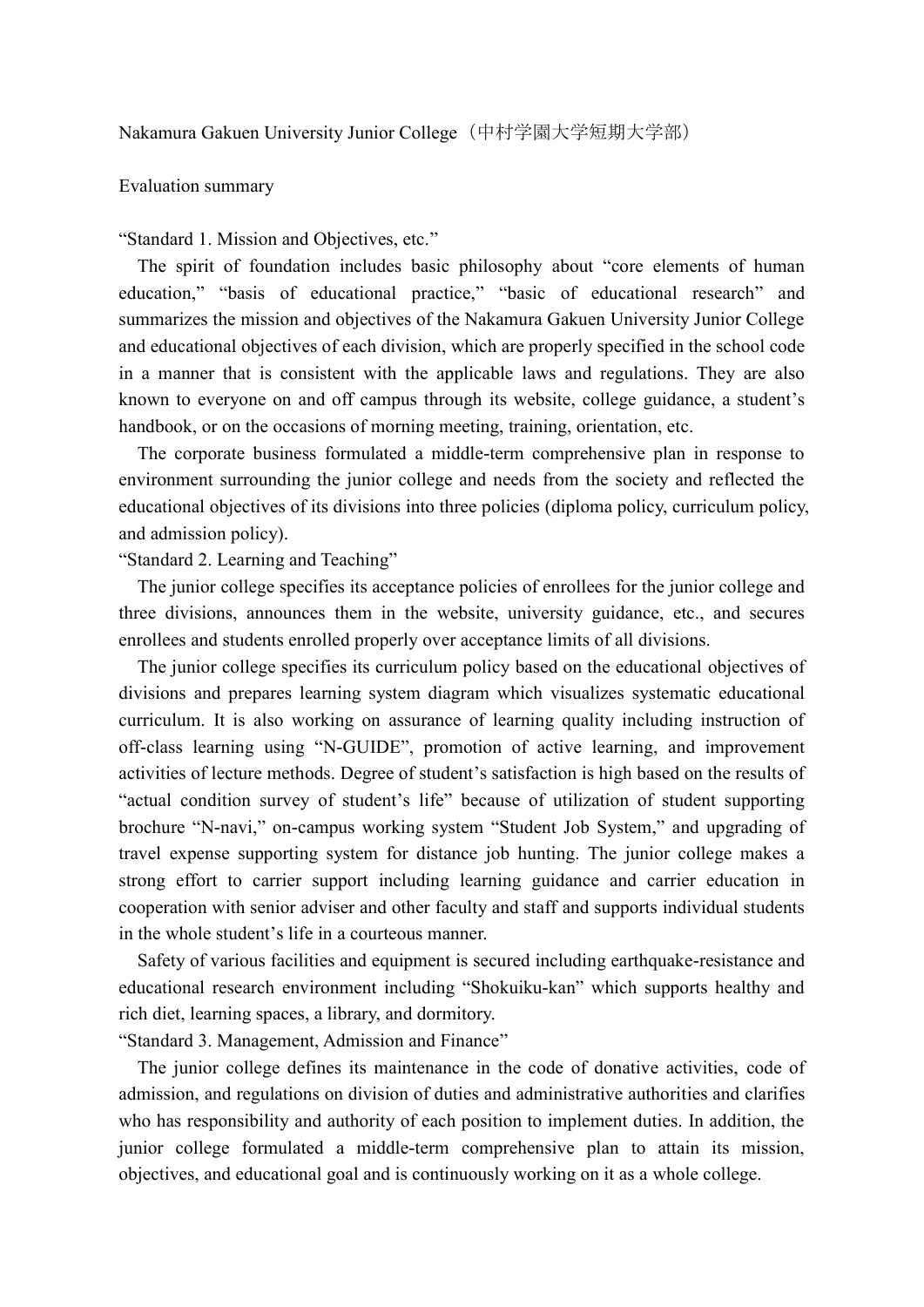Nakamura Gakuen University Junior College（中村学園大学短期大学部）

Evaluation summary

“Standard 1. Mission and Objectives, etc.”

The spirit of foundation includes basic philosophy about “core elements of human education,” “basis of educational practice,” “basic of educational research” and summarizes the mission and objectives of the Nakamura Gakuen University Junior College and educational objectives of each division, which are properly specified in the school code in a manner that is consistent with the applicable laws and regulations. They are also known to everyone on and off campus through its website, college guidance, a student’s handbook, or on the occasions of morning meeting, training, orientation, etc.

The corporate business formulated a middle-term comprehensive plan in response to environment surrounding the junior college and needs from the society and reflected the educational objectives of its divisions into three policies (diploma policy, curriculum policy, and admission policy).

“Standard 2. Learning and Teaching”

The junior college specifies its acceptance policies of enrollees for the junior college and three divisions, announces them in the website, university guidance, etc., and secures enrollees and students enrolled properly over acceptance limits of all divisions.

The junior college specifies its curriculum policy based on the educational objectives of divisions and prepares learning system diagram which visualizes systematic educational curriculum. It is also working on assurance of learning quality including instruction of off-class learning using “N-GUIDE”, promotion of active learning, and improvement activities of lecture methods. Degree of student’s satisfaction is high based on the results of “actual condition survey of student’s life” because of utilization of student supporting brochure “N-navi,” on-campus working system “Student Job System,” and upgrading of travel expense supporting system for distance job hunting. The junior college makes a strong effort to carrier support including learning guidance and carrier education in cooperation with senior adviser and other faculty and staff and supports individual students in the whole student’s life in a courteous manner.

Safety of various facilities and equipment is secured including earthquake-resistance and educational research environment including “Shokuiku-kan” which supports healthy and rich diet, learning spaces, a library, and dormitory.

“Standard 3. Management, Admission and Finance”

The junior college defines its maintenance in the code of donative activities, code of admission, and regulations on division of duties and administrative authorities and clarifies who has responsibility and authority of each position to implement duties. In addition, the junior college formulated a middle-term comprehensive plan to attain its mission, objectives, and educational goal and is continuously working on it as a whole college.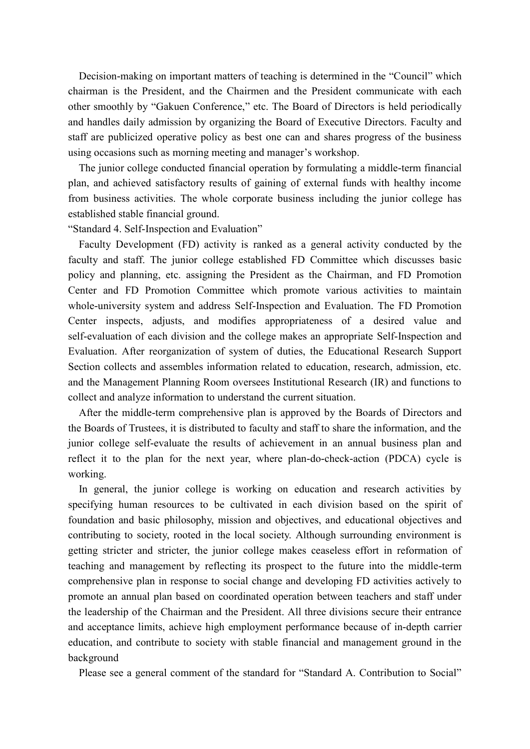Decision-making on important matters of teaching is determined in the "Council" which chairman is the President, and the Chairmen and the President communicate with each other smoothly by "Gakuen Conference," etc. The Board of Directors is held periodically and handles daily admission by organizing the Board of Executive Directors. Faculty and staff are publicized operative policy as best one can and shares progress of the business using occasions such as morning meeting and manager's workshop.

The junior college conducted financial operation by formulating a middle-term financial plan, and achieved satisfactory results of gaining of external funds with healthy income from business activities. The whole corporate business including the junior college has established stable financial ground.

"Standard 4. Self-Inspection and Evaluation"

Faculty Development (FD) activity is ranked as a general activity conducted by the faculty and staff. The junior college established FD Committee which discusses basic policy and planning, etc. assigning the President as the Chairman, and FD Promotion Center and FD Promotion Committee which promote various activities to maintain whole-university system and address Self-Inspection and Evaluation. The FD Promotion Center inspects, adjusts, and modifies appropriateness of a desired value and self-evaluation of each division and the college makes an appropriate Self-Inspection and Evaluation. After reorganization of system of duties, the Educational Research Support Section collects and assembles information related to education, research, admission, etc. and the Management Planning Room oversees Institutional Research (IR) and functions to collect and analyze information to understand the current situation.

After the middle-term comprehensive plan is approved by the Boards of Directors and the Boards of Trustees, it is distributed to faculty and staff to share the information, and the junior college self-evaluate the results of achievement in an annual business plan and reflect it to the plan for the next year, where plan-do-check-action (PDCA) cycle is working.

In general, the junior college is working on education and research activities by specifying human resources to be cultivated in each division based on the spirit of foundation and basic philosophy, mission and objectives, and educational objectives and contributing to society, rooted in the local society. Although surrounding environment is getting stricter and stricter, the junior college makes ceaseless effort in reformation of teaching and management by reflecting its prospect to the future into the middle-term comprehensive plan in response to social change and developing FD activities actively to promote an annual plan based on coordinated operation between teachers and staff under the leadership of the Chairman and the President. All three divisions secure their entrance and acceptance limits, achieve high employment performance because of in-depth carrier education, and contribute to society with stable financial and management ground in the background

Please see a general comment of the standard for "Standard A. Contribution to Social"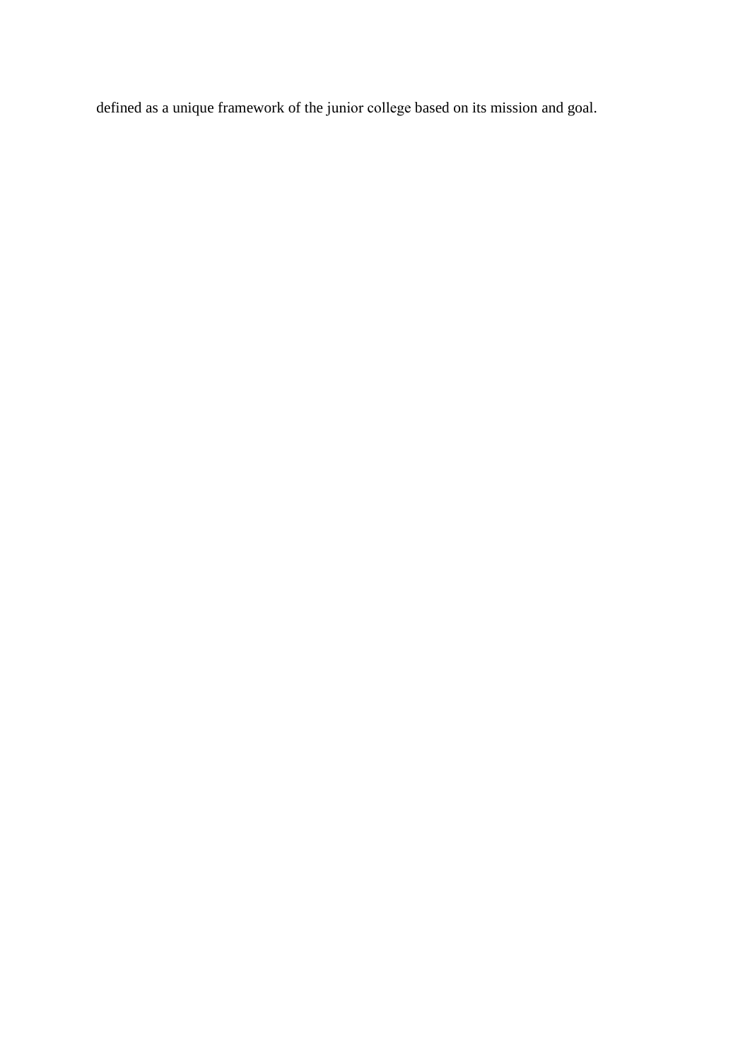defined as a unique framework of the junior college based on its mission and goal.